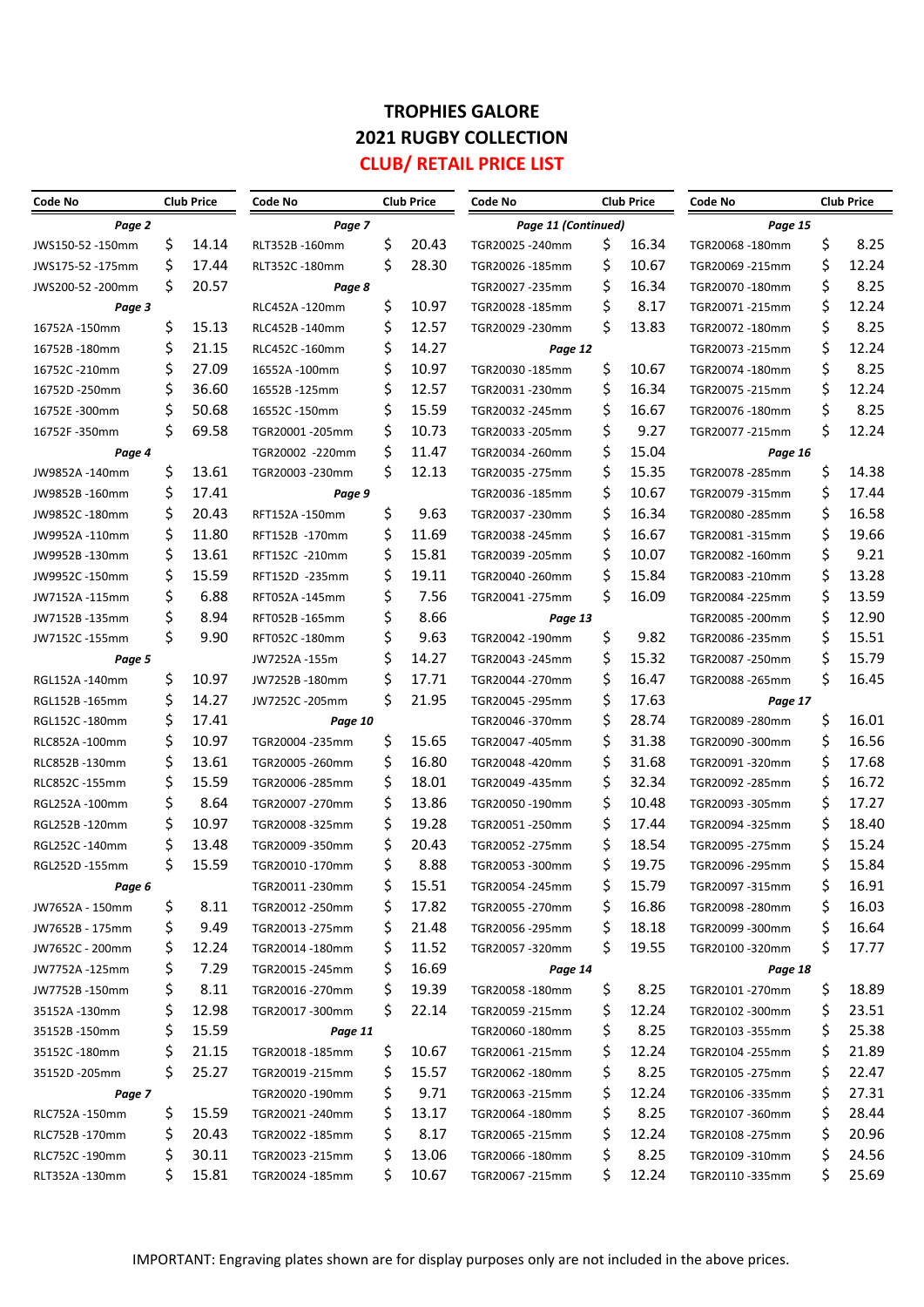# TROPHIES GALORE
## 2021 RUGBY COLLECTION
## CLUB/ RETAIL PRICE LIST

| Code No | Club Price |
|---|---|
| ***Page 2*** | |
| JWS150-52 -150mm | $ 14.14 |
| JWS175-52 -175mm | $ 17.44 |
| JWS200-52 -200mm | $ 20.57 |
| ***Page 3*** | |
| 16752A -150mm | $ 15.13 |
| 16752B -180mm | $ 21.15 |
| 16752C -210mm | $ 27.09 |
| 16752D -250mm | $ 36.60 |
| 16752E -300mm | $ 50.68 |
| 16752F -350mm | $ 69.58 |
| ***Page 4*** | |
| JW9852A -140mm | $ 13.61 |
| JW9852B -160mm | $ 17.41 |
| JW9852C -180mm | $ 20.43 |
| JW9952A -110mm | $ 11.80 |
| JW9952B -130mm | $ 13.61 |
| JW9952C -150mm | $ 15.59 |
| JW7152A -115mm | $ 6.88 |
| JW7152B -135mm | $ 8.94 |
| JW7152C -155mm | $ 9.90 |
| ***Page 5*** | |
| RGL152A -140mm | $ 10.97 |
| RGL152B -165mm | $ 14.27 |
| RGL152C -180mm | $ 17.41 |
| RLC852A -100mm | $ 10.97 |
| RLC852B -130mm | $ 13.61 |
| RLC852C -155mm | $ 15.59 |
| RGL252A -100mm | $ 8.64 |
| RGL252B -120mm | $ 10.97 |
| RGL252C -140mm | $ 13.48 |
| RGL252D -155mm | $ 15.59 |
| ***Page 6*** | |
| JW7652A - 150mm | $ 8.11 |
| JW7652B - 175mm | $ 9.49 |
| JW7652C - 200mm | $ 12.24 |
| JW7752A -125mm | $ 7.29 |
| JW7752B -150mm | $ 8.11 |
| 35152A -130mm | $ 12.98 |
| 35152B -150mm | $ 15.59 |
| 35152C -180mm | $ 21.15 |
| 35152D -205mm | $ 25.27 |
| ***Page 7*** | |
| RLC752A -150mm | $ 15.59 |
| RLC752B -170mm | $ 20.43 |
| RLC752C -190mm | $ 30.11 |
| RLT352A -130mm | $ 15.81 |
| RLT352B -160mm | $ 20.43 |
| RLT352C -180mm | $ 28.30 |
| ***Page 8*** | |
| RLC452A -120mm | $ 10.97 |
| RLC452B -140mm | $ 12.57 |
| RLC452C -160mm | $ 14.27 |
| 16552A -100mm | $ 10.97 |
| 16552B -125mm | $ 12.57 |
| 16552C -150mm | $ 15.59 |
| TGR20001 -205mm | $ 10.73 |
| TGR20002 -220mm | $ 11.47 |
| TGR20003 -230mm | $ 12.13 |
| ***Page 9*** | |
| RFT152A -150mm | $ 9.63 |
| RFT152B -170mm | $ 11.69 |
| RFT152C -210mm | $ 15.81 |
| RFT152D -235mm | $ 19.11 |
| RFT052A -145mm | $ 7.56 |
| RFT052B -165mm | $ 8.66 |
| RFT052C -180mm | $ 9.63 |
| JW7252A -155m | $ 14.27 |
| JW7252B -180mm | $ 17.71 |
| JW7252C -205mm | $ 21.95 |
| ***Page 10*** | |
| TGR20004 -235mm | $ 15.65 |
| TGR20005 -260mm | $ 16.80 |
| TGR20006 -285mm | $ 18.01 |
| TGR20007 -270mm | $ 13.86 |
| TGR20008 -325mm | $ 19.28 |
| TGR20009 -350mm | $ 20.43 |
| TGR20010 -170mm | $ 8.88 |
| TGR20011 -230mm | $ 15.51 |
| TGR20012 -250mm | $ 17.82 |
| TGR20013 -275mm | $ 21.48 |
| TGR20014 -180mm | $ 11.52 |
| TGR20015 -245mm | $ 16.69 |
| TGR20016 -270mm | $ 19.39 |
| TGR20017 -300mm | $ 22.14 |
| ***Page 11*** | |
| TGR20018 -185mm | $ 10.67 |
| TGR20019 -215mm | $ 15.57 |
| TGR20020 -190mm | $ 9.71 |
| TGR20021 -240mm | $ 13.17 |
| TGR20022 -185mm | $ 8.17 |
| TGR20023 -215mm | $ 13.06 |
| TGR20024 -185mm | $ 10.67 |
| ***Page 11 (Continued)*** | |
| TGR20025 -240mm | $ 16.34 |
| TGR20026 -185mm | $ 10.67 |
| TGR20027 -235mm | $ 16.34 |
| TGR20028 -185mm | $ 8.17 |
| TGR20029 -230mm | $ 13.83 |
| ***Page 12*** | |
| TGR20030 -185mm | $ 10.67 |
| TGR20031 -230mm | $ 16.34 |
| TGR20032 -245mm | $ 16.67 |
| TGR20033 -205mm | $ 9.27 |
| TGR20034 -260mm | $ 15.04 |
| TGR20035 -275mm | $ 15.35 |
| TGR20036 -185mm | $ 10.67 |
| TGR20037 -230mm | $ 16.34 |
| TGR20038 -245mm | $ 16.67 |
| TGR20039 -205mm | $ 10.07 |
| TGR20040 -260mm | $ 15.84 |
| TGR20041 -275mm | $ 16.09 |
| ***Page 13*** | |
| TGR20042 -190mm | $ 9.82 |
| TGR20043 -245mm | $ 15.32 |
| TGR20044 -270mm | $ 16.47 |
| TGR20045 -295mm | $ 17.63 |
| TGR20046 -370mm | $ 28.74 |
| TGR20047 -405mm | $ 31.38 |
| TGR20048 -420mm | $ 31.68 |
| TGR20049 -435mm | $ 32.34 |
| TGR20050 -190mm | $ 10.48 |
| TGR20051 -250mm | $ 17.44 |
| TGR20052 -275mm | $ 18.54 |
| TGR20053 -300mm | $ 19.75 |
| TGR20054 -245mm | $ 15.79 |
| TGR20055 -270mm | $ 16.86 |
| TGR20056 -295mm | $ 18.18 |
| TGR20057 -320mm | $ 19.55 |
| ***Page 14*** | |
| TGR20058 -180mm | $ 8.25 |
| TGR20059 -215mm | $ 12.24 |
| TGR20060 -180mm | $ 8.25 |
| TGR20061 -215mm | $ 12.24 |
| TGR20062 -180mm | $ 8.25 |
| TGR20063 -215mm | $ 12.24 |
| TGR20064 -180mm | $ 8.25 |
| TGR20065 -215mm | $ 12.24 |
| TGR20066 -180mm | $ 8.25 |
| TGR20067 -215mm | $ 12.24 |
| ***Page 15*** | |
| TGR20068 -180mm | $ 8.25 |
| TGR20069 -215mm | $ 12.24 |
| TGR20070 -180mm | $ 8.25 |
| TGR20071 -215mm | $ 12.24 |
| TGR20072 -180mm | $ 8.25 |
| TGR20073 -215mm | $ 12.24 |
| TGR20074 -180mm | $ 8.25 |
| TGR20075 -215mm | $ 12.24 |
| TGR20076 -180mm | $ 8.25 |
| TGR20077 -215mm | $ 12.24 |
| ***Page 16*** | |
| TGR20078 -285mm | $ 14.38 |
| TGR20079 -315mm | $ 17.44 |
| TGR20080 -285mm | $ 16.58 |
| TGR20081 -315mm | $ 19.66 |
| TGR20082 -160mm | $ 9.21 |
| TGR20083 -210mm | $ 13.28 |
| TGR20084 -225mm | $ 13.59 |
| TGR20085 -200mm | $ 12.90 |
| TGR20086 -235mm | $ 15.51 |
| TGR20087 -250mm | $ 15.79 |
| TGR20088 -265mm | $ 16.45 |
| ***Page 17*** | |
| TGR20089 -280mm | $ 16.01 |
| TGR20090 -300mm | $ 16.56 |
| TGR20091 -320mm | $ 17.68 |
| TGR20092 -285mm | $ 16.72 |
| TGR20093 -305mm | $ 17.27 |
| TGR20094 -325mm | $ 18.40 |
| TGR20095 -275mm | $ 15.24 |
| TGR20096 -295mm | $ 15.84 |
| TGR20097 -315mm | $ 16.91 |
| TGR20098 -280mm | $ 16.03 |
| TGR20099 -300mm | $ 16.64 |
| TGR20100 -320mm | $ 17.77 |
| ***Page 18*** | |
| TGR20101 -270mm | $ 18.89 |
| TGR20102 -300mm | $ 23.51 |
| TGR20103 -355mm | $ 25.38 |
| TGR20104 -255mm | $ 21.89 |
| TGR20105 -275mm | $ 22.47 |
| TGR20106 -335mm | $ 27.31 |
| TGR20107 -360mm | $ 28.44 |
| TGR20108 -275mm | $ 20.96 |
| TGR20109 -310mm | $ 24.56 |
| TGR20110 -335mm | $ 25.69 |

IMPORTANT: Engraving plates shown are for display purposes only are not included in the above prices.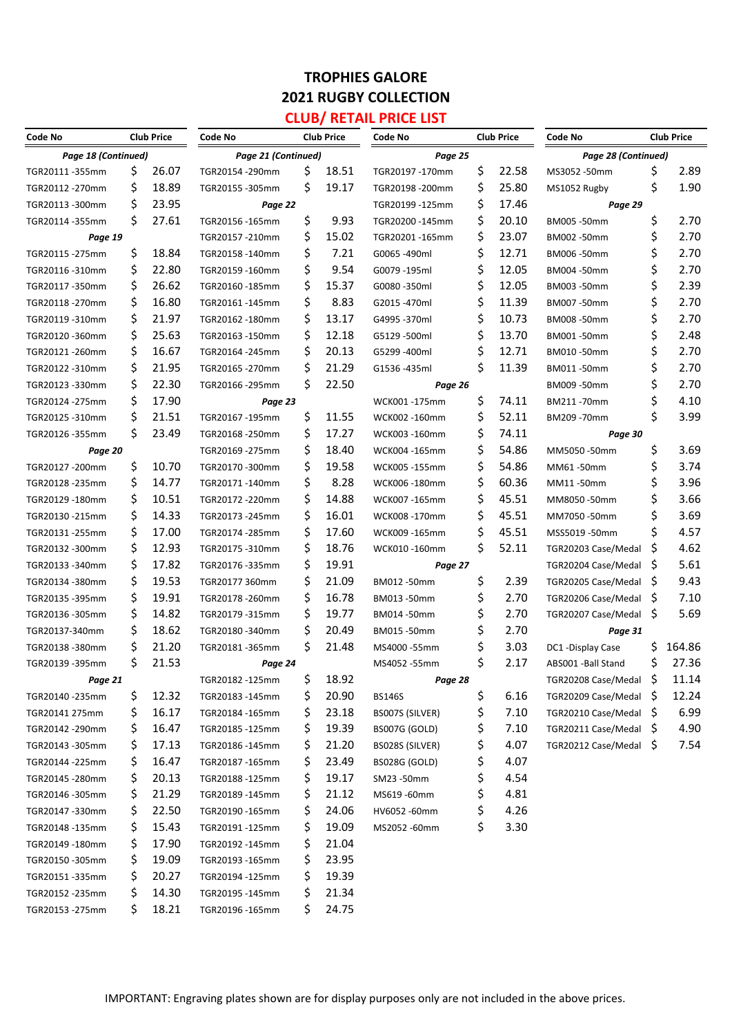# TROPHIES GALORE
# 2021 RUGBY COLLECTION
## CLUB/ RETAIL PRICE LIST

| Code No | Club Price |
|---|---|
| *Page 18 (Continued)* | |
| TGR20111 -355mm | $ 26.07 |
| TGR20112 -270mm | $ 18.89 |
| TGR20113 -300mm | $ 23.95 |
| TGR20114 -355mm | $ 27.61 |
| *Page 19* | |
| TGR20115 -275mm | $ 18.84 |
| TGR20116 -310mm | $ 22.80 |
| TGR20117 -350mm | $ 26.62 |
| TGR20118 -270mm | $ 16.80 |
| TGR20119 -310mm | $ 21.97 |
| TGR20120 -360mm | $ 25.63 |
| TGR20121 -260mm | $ 16.67 |
| TGR20122 -310mm | $ 21.95 |
| TGR20123 -330mm | $ 22.30 |
| TGR20124 -275mm | $ 17.90 |
| TGR20125 -310mm | $ 21.51 |
| TGR20126 -355mm | $ 23.49 |
| *Page 20* | |
| TGR20127 -200mm | $ 10.70 |
| TGR20128 -235mm | $ 14.77 |
| TGR20129 -180mm | $ 10.51 |
| TGR20130 -215mm | $ 14.33 |
| TGR20131 -255mm | $ 17.00 |
| TGR20132 -300mm | $ 12.93 |
| TGR20133 -340mm | $ 17.82 |
| TGR20134 -380mm | $ 19.53 |
| TGR20135 -395mm | $ 19.91 |
| TGR20136 -305mm | $ 14.82 |
| TGR20137-340mm | $ 18.62 |
| TGR20138 -380mm | $ 21.20 |
| TGR20139 -395mm | $ 21.53 |
| *Page 21* | |
| TGR20140 -235mm | $ 12.32 |
| TGR20141 275mm | $ 16.17 |
| TGR20142 -290mm | $ 16.47 |
| TGR20143 -305mm | $ 17.13 |
| TGR20144 -225mm | $ 16.47 |
| TGR20145 -280mm | $ 20.13 |
| TGR20146 -305mm | $ 21.29 |
| TGR20147 -330mm | $ 22.50 |
| TGR20148 -135mm | $ 15.43 |
| TGR20149 -180mm | $ 17.90 |
| TGR20150 -305mm | $ 19.09 |
| TGR20151 -335mm | $ 20.27 |
| TGR20152 -235mm | $ 14.30 |
| TGR20153 -275mm | $ 18.21 |

| Code No | Club Price |
|---|---|
| *Page 21 (Continued)* | |
| TGR20154 -290mm | $ 18.51 |
| TGR20155 -305mm | $ 19.17 |
| *Page 22* | |
| TGR20156 -165mm | $ 9.93 |
| TGR20157 -210mm | $ 15.02 |
| TGR20158 -140mm | $ 7.21 |
| TGR20159 -160mm | $ 9.54 |
| TGR20160 -185mm | $ 15.37 |
| TGR20161 -145mm | $ 8.83 |
| TGR20162 -180mm | $ 13.17 |
| TGR20163 -150mm | $ 12.18 |
| TGR20164 -245mm | $ 20.13 |
| TGR20165 -270mm | $ 21.29 |
| TGR20166 -295mm | $ 22.50 |
| *Page 23* | |
| TGR20167 -195mm | $ 11.55 |
| TGR20168 -250mm | $ 17.27 |
| TGR20169 -275mm | $ 18.40 |
| TGR20170 -300mm | $ 19.58 |
| TGR20171 -140mm | $ 8.28 |
| TGR20172 -220mm | $ 14.88 |
| TGR20173 -245mm | $ 16.01 |
| TGR20174 -285mm | $ 17.60 |
| TGR20175 -310mm | $ 18.76 |
| TGR20176 -335mm | $ 19.91 |
| TGR20177 360mm | $ 21.09 |
| TGR20178 -260mm | $ 16.78 |
| TGR20179 -315mm | $ 19.77 |
| TGR20180 -340mm | $ 20.49 |
| TGR20181 -365mm | $ 21.48 |
| *Page 24* | |
| TGR20182 -125mm | $ 18.92 |
| TGR20183 -145mm | $ 20.90 |
| TGR20184 -165mm | $ 23.18 |
| TGR20185 -125mm | $ 19.39 |
| TGR20186 -145mm | $ 21.20 |
| TGR20187 -165mm | $ 23.49 |
| TGR20188 -125mm | $ 19.17 |
| TGR20189 -145mm | $ 21.12 |
| TGR20190 -165mm | $ 24.06 |
| TGR20191 -125mm | $ 19.09 |
| TGR20192 -145mm | $ 21.04 |
| TGR20193 -165mm | $ 23.95 |
| TGR20194 -125mm | $ 19.39 |
| TGR20195 -145mm | $ 21.34 |
| TGR20196 -165mm | $ 24.75 |

| Code No | Club Price |
|---|---|
| *Page 25* | |
| TGR20197 -170mm | $ 22.58 |
| TGR20198 -200mm | $ 25.80 |
| TGR20199 -125mm | $ 17.46 |
| TGR20200 -145mm | $ 20.10 |
| TGR20201 -165mm | $ 23.07 |
| G0065 -490ml | $ 12.71 |
| G0079 -195ml | $ 12.05 |
| G0080 -350ml | $ 12.05 |
| G2015 -470ml | $ 11.39 |
| G4995 -370ml | $ 10.73 |
| G5129 -500ml | $ 13.70 |
| G5299 -400ml | $ 12.71 |
| G1536 -435ml | $ 11.39 |
| *Page 26* | |
| WCK001 -175mm | $ 74.11 |
| WCK002 -160mm | $ 52.11 |
| WCK003 -160mm | $ 74.11 |
| WCK004 -165mm | $ 54.86 |
| WCK005 -155mm | $ 54.86 |
| WCK006 -180mm | $ 60.36 |
| WCK007 -165mm | $ 45.51 |
| WCK008 -170mm | $ 45.51 |
| WCK009 -165mm | $ 45.51 |
| WCK010 -160mm | $ 52.11 |
| *Page 27* | |
| BM012 -50mm | $ 2.39 |
| BM013 -50mm | $ 2.70 |
| BM014 -50mm | $ 2.70 |
| BM015 -50mm | $ 2.70 |
| MS4000 -55mm | $ 3.03 |
| MS4052 -55mm | $ 2.17 |
| *Page 28* | |
| BS146S | $ 6.16 |
| BS007S (SILVER) | $ 7.10 |
| BS007G (GOLD) | $ 7.10 |
| BS028S (SILVER) | $ 4.07 |
| BS028G (GOLD) | $ 4.07 |
| SM23 -50mm | $ 4.54 |
| MS619 -60mm | $ 4.81 |
| HV6052 -60mm | $ 4.26 |
| MS2052 -60mm | $ 3.30 |

| Code No | Club Price |
|---|---|
| *Page 28 (Continued)* | |
| MS3052 -50mm | $ 2.89 |
| MS1052 Rugby | $ 1.90 |
| *Page 29* | |
| BM005 -50mm | $ 2.70 |
| BM002 -50mm | $ 2.70 |
| BM006 -50mm | $ 2.70 |
| BM004 -50mm | $ 2.70 |
| BM003 -50mm | $ 2.39 |
| BM007 -50mm | $ 2.70 |
| BM008 -50mm | $ 2.70 |
| BM001 -50mm | $ 2.48 |
| BM010 -50mm | $ 2.70 |
| BM011 -50mm | $ 2.70 |
| BM009 -50mm | $ 2.70 |
| BM211 -70mm | $ 4.10 |
| BM209 -70mm | $ 3.99 |
| *Page 30* | |
| MM5050 -50mm | $ 3.69 |
| MM61 -50mm | $ 3.74 |
| MM11 -50mm | $ 3.96 |
| MM8050 -50mm | $ 3.66 |
| MM7050 -50mm | $ 3.69 |
| MSS5019 -50mm | $ 4.57 |
| TGR20203 Case/Medal | $ 4.62 |
| TGR20204 Case/Medal | $ 5.61 |
| TGR20205 Case/Medal | $ 9.43 |
| TGR20206 Case/Medal | $ 7.10 |
| TGR20207 Case/Medal | $ 5.69 |
| *Page 31* | |
| DC1 -Display Case | $ 164.86 |
| ABS001 -Ball Stand | $ 27.36 |
| TGR20208 Case/Medal | $ 11.14 |
| TGR20209 Case/Medal | $ 12.24 |
| TGR20210 Case/Medal | $ 6.99 |
| TGR20211 Case/Medal | $ 4.90 |
| TGR20212 Case/Medal | $ 7.54 |

IMPORTANT: Engraving plates shown are for display purposes only are not included in the above prices.